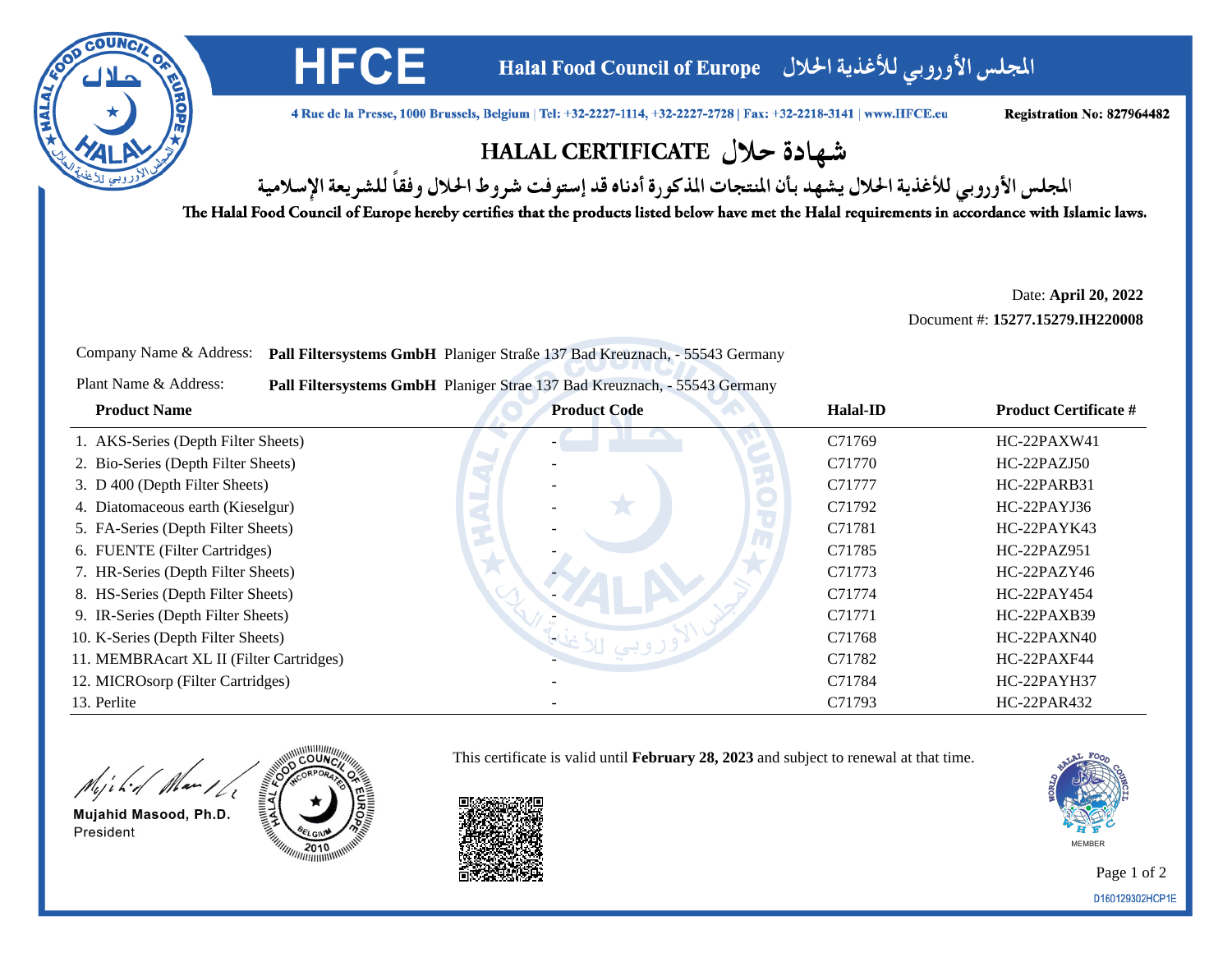# HFCE

**Halal Food Council of Europe** المجلس الأوروبي للأغذية الحلال

4 Rue de la Presse, 1000 Brussels, Belgium | Tel: +32-2227-1114, +32-2227-2728 | Fax: +32-2218-3141 | www.HFCE.eu

**Registration No: 827964482**

## HALAL CERTIFICATE شهادة حلال

المجلس الأوروبي للأغذية الحلال يشهد بأن المنتجات المذكورة أدناه قد إستوفت شروط الحلال وفقاً للشريعة الإسلامية

**The Halal Food Council of Europe hereby certifies that the products listed below have met the Halal requirements in accordance with Islamic laws.**

Date: **April 20, 2022**

Document #: **15277.15279.IH220008**

Company Name & Address: **Pall Filtersystems GmbH** Planiger Straße 137 Bad Kreuznach, - 55543 Germany

Plant Name & Address: **Pall Filtersystems GmbH** Planiger Strae 137 Bad Kreuznach, - 55543 Germany

| Product Name | Product Code | Halal-ID | Product Certificate # |
|---|---|---|---|
| 1. AKS-Series (Depth Filter Sheets) | - | C71769 | HC-22PAXW41 |
| 2. Bio-Series (Depth Filter Sheets) | - | C71770 | HC-22PAZJ50 |
| 3. D 400 (Depth Filter Sheets) | - | C71777 | HC-22PARB31 |
| 4. Diatomaceous earth (Kieselgur) | - | C71792 | HC-22PAYJ36 |
| 5. FA-Series (Depth Filter Sheets) | - | C71781 | HC-22PAYK43 |
| 6. FUENTE (Filter Cartridges) | - | C71785 | HC-22PAZ951 |
| 7. HR-Series (Depth Filter Sheets) | - | C71773 | HC-22PAZY46 |
| 8. HS-Series (Depth Filter Sheets) | - | C71774 | HC-22PAY454 |
| 9. IR-Series (Depth Filter Sheets) | - | C71771 | HC-22PAXB39 |
| 10. K-Series (Depth Filter Sheets) | - | C71768 | HC-22PAXN40 |
| 11. MEMBRAcart XL II (Filter Cartridges) | - | C71782 | HC-22PAXF44 |
| 12. MICROsorp (Filter Cartridges) | - | C71784 | HC-22PAYH37 |
| 13. Perlite | - | C71793 | HC-22PAR432 |

This certificate is valid until **February 28, 2023** and subject to renewal at that time.

Mujahid Masood, Ph.D.
President

MEMBER

D160129302HCP1E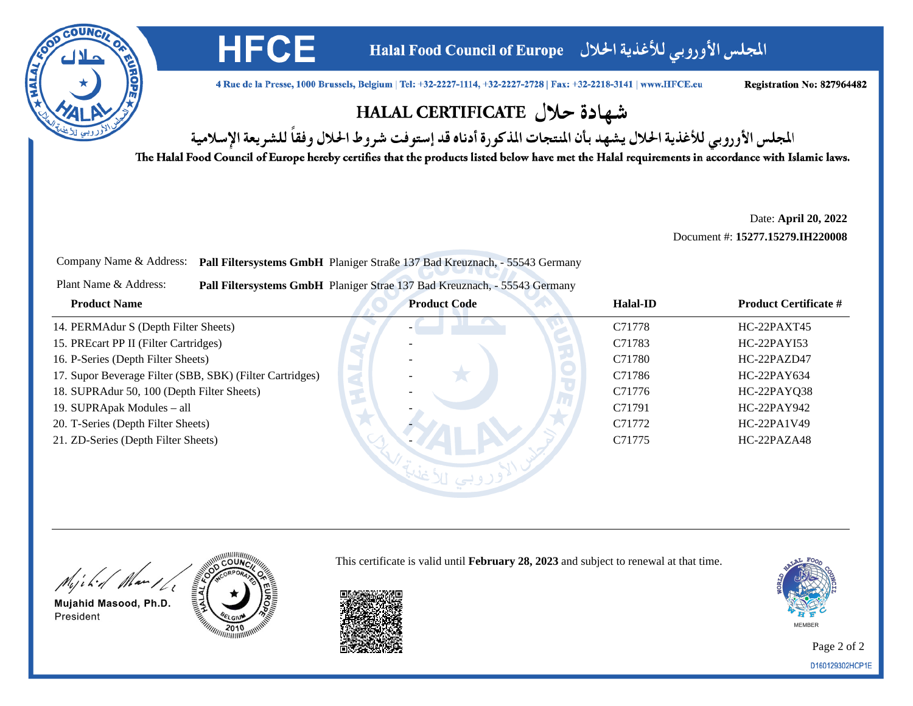# HFCE

**Halal Food Council of Europe** المجلس الأوروبي للأغذية الحلال

4 Rue de la Presse, 1000 Brussels, Belgium | Tel: +32-2227-1114, +32-2227-2728 | Fax: +32-2218-3141 | www.HFCE.eu

**Registration No: 827964482**

## HALAL CERTIFICATE شهادة حلال

المجلس الأوروبي للأغذية الحلال يشهد بأن المنتجات المذكورة أدناه قد إستوفت شروط الحلال وفقاً للشريعة الإسلامية

The Halal Food Council of Europe hereby certifies that the products listed below have met the Halal requirements in accordance with Islamic laws.

Date: **April 20, 2022**

Document #: **15277.15279.IH220008**

Company Name & Address: **Pall Filtersystems GmbH** Planiger Straße 137 Bad Kreuznach, - 55543 Germany

Plant Name & Address: **Pall Filtersystems GmbH** Planiger Strae 137 Bad Kreuznach, - 55543 Germany

| Product Name | Product Code | Halal-ID | Product Certificate # |
|---|---|---|---|
| 14. PERMAdur S (Depth Filter Sheets) | - | C71778 | HC-22PAXT45 |
| 15. PREcart PP II (Filter Cartridges) | - | C71783 | HC-22PAYI53 |
| 16. P-Series (Depth Filter Sheets) | - | C71780 | HC-22PAZD47 |
| 17. Supor Beverage Filter (SBB, SBK) (Filter Cartridges) | - | C71786 | HC-22PAY634 |
| 18. SUPRAdur 50, 100 (Depth Filter Sheets) | - | C71776 | HC-22PAYQ38 |
| 19. SUPRApak Modules – all | - | C71791 | HC-22PAY942 |
| 20. T-Series (Depth Filter Sheets) | - | C71772 | HC-22PA1V49 |
| 21. ZD-Series (Depth Filter Sheets) | - | C71775 | HC-22PAZA48 |

Mujahid Masood, Ph.D.
President

This certificate is valid until **February 28, 2023** and subject to renewal at that time.

MEMBER

D160129302HCP1E